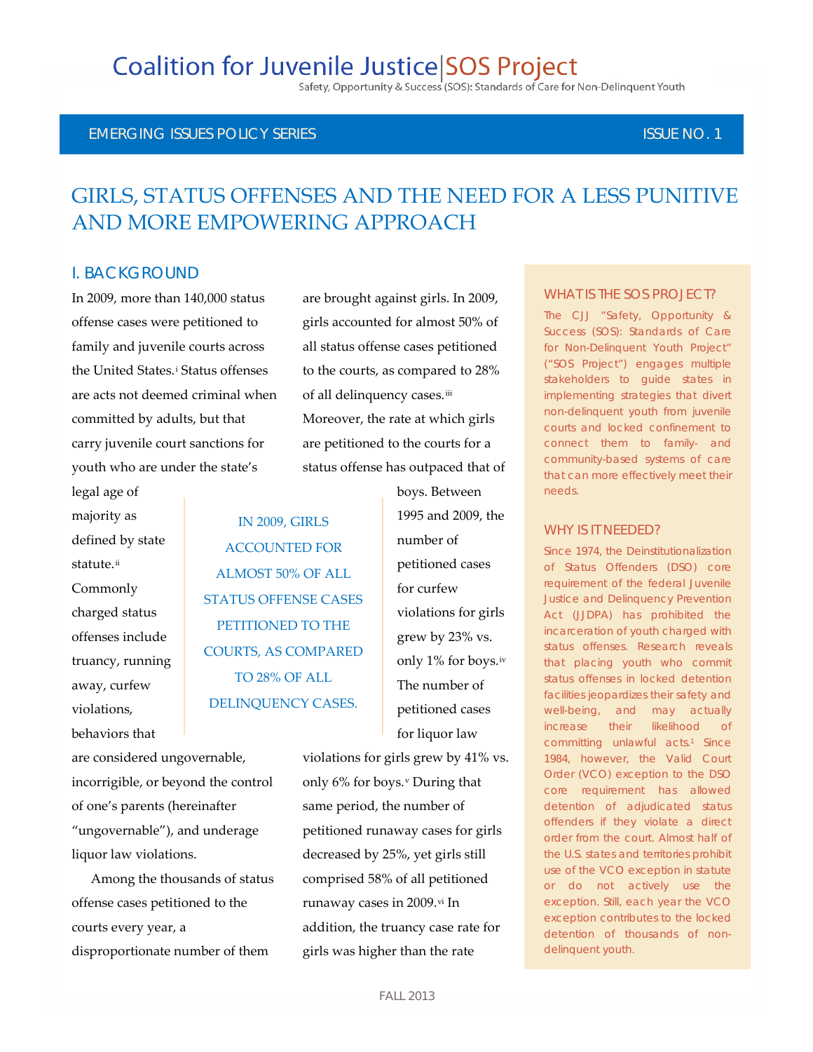# Coalition for Juvenile Justice | SOS Project

Safety, Opportunity & Success (SOS): Standards of Care for Non-Delinquent Youth

EMERGING ISSUES POLICY SERIES — ISSUE NO. 1

## GIRLS, STATUS OFFENSES AND THE NEED FOR A LESS PUNITIVE AND MORE EMPOWERING APPROACH

### I. BACKGROUND

In 2009, more than 140,000 status offense cases were petitioned to family and juvenile courts across the United States.[i] Status offenses are acts not deemed criminal when committed by adults, but that carry juvenile court sanctions for youth who are under the state's legal age of majority as defined by state statute.[ii] Commonly charged status offenses include truancy, running away, curfew violations, behaviors that are considered ungovernable, incorrigible, or beyond the control of one's parents (hereinafter "ungovernable"), and underage liquor law violations.

Among the thousands of status offense cases petitioned to the courts every year, a disproportionate number of them are brought against girls. In 2009, girls accounted for almost 50% of all status offense cases petitioned to the courts, as compared to 28% of all delinquency cases.[iii] Moreover, the rate at which girls are petitioned to the courts for a status offense has outpaced that of boys. Between 1995 and 2009, the number of petitioned cases for curfew violations for girls grew by 23% vs. only 1% for boys.[iv] The number of petitioned cases for liquor law violations for girls grew by 41% vs. only 6% for boys.[v] During that same period, the number of petitioned runaway cases for girls decreased by 25%, yet girls still comprised 58% of all petitioned runaway cases in 2009.[vi] In addition, the truancy case rate for girls was higher than the rate

> IN 2009, GIRLS ACCOUNTED FOR ALMOST 50% OF ALL STATUS OFFENSE CASES PETITIONED TO THE COURTS, AS COMPARED TO 28% OF ALL DELINQUENCY CASES.

#### WHAT IS THE SOS PROJECT?

The CJJ "Safety, Opportunity & Success (SOS): Standards of Care for Non-Delinquent Youth Project" ("SOS Project") engages multiple stakeholders to guide states in implementing strategies that divert non-delinquent youth from juvenile courts and locked confinement to connect them to family- and community-based systems of care that can more effectively meet their needs.

#### WHY IS IT NEEDED?

Since 1974, the Deinstitutionalization of Status Offenders (DSO) core requirement of the federal Juvenile Justice and Delinquency Prevention Act (JJDPA) has prohibited the incarceration of youth charged with status offenses. Research reveals that placing youth who commit status offenses in locked detention facilities jeopardizes their safety and well-being, and may actually increase their likelihood of committing unlawful acts.[1] Since 1984, however, the Valid Court Order (VCO) exception to the DSO core requirement has allowed detention of adjudicated status offenders if they violate a direct order from the court. Almost half of the U.S. states and territories prohibit use of the VCO exception in statute or do not actively use the exception. Still, each year the VCO exception contributes to the locked detention of thousands of non-delinquent youth.

FALL 2013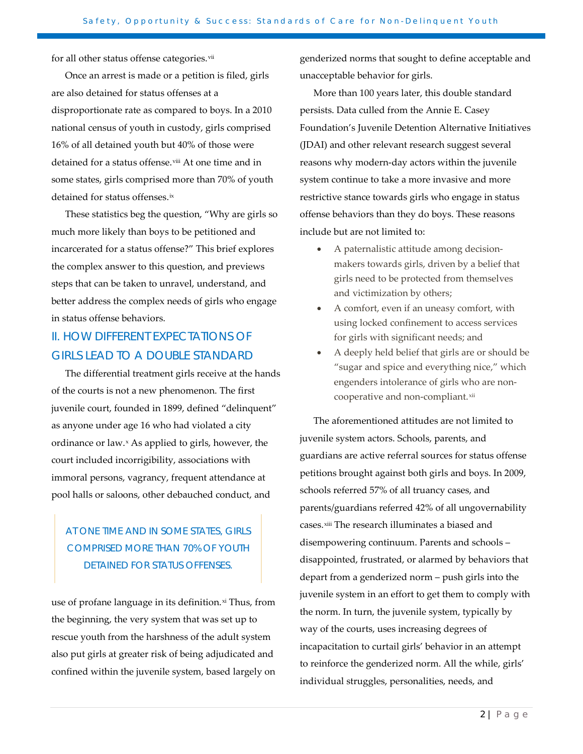for all other status offense categories.[vii]

Once an arrest is made or a petition is filed, girls are also detained for status offenses at a disproportionate rate as compared to boys. In a 2010 national census of youth in custody, girls comprised 16% of all detained youth but 40% of those were detained for a status offense.[viii] At one time and in some states, girls comprised more than 70% of youth detained for status offenses.[ix]

These statistics beg the question, "Why are girls so much more likely than boys to be petitioned and incarcerated for a status offense?" This brief explores the complex answer to this question, and previews steps that can be taken to unravel, understand, and better address the complex needs of girls who engage in status offense behaviors.

## II. HOW DIFFERENT EXPECTATIONS OF GIRLS LEAD TO A DOUBLE STANDARD

The differential treatment girls receive at the hands of the courts is not a new phenomenon. The first juvenile court, founded in 1899, defined "delinquent" as anyone under age 16 who had violated a city ordinance or law.[x] As applied to girls, however, the court included incorrigibility, associations with immoral persons, vagrancy, frequent attendance at pool halls or saloons, other debauched conduct, and use of profane language in its definition.[xi] Thus, from the beginning, the very system that was set up to rescue youth from the harshness of the adult system also put girls at greater risk of being adjudicated and confined within the juvenile system, based largely on genderized norms that sought to define acceptable and unacceptable behavior for girls.

> AT ONE TIME AND IN SOME STATES, GIRLS COMPRISED MORE THAN 70% OF YOUTH DETAINED FOR STATUS OFFENSES.

More than 100 years later, this double standard persists. Data culled from the Annie E. Casey Foundation's Juvenile Detention Alternative Initiatives (JDAI) and other relevant research suggest several reasons why modern-day actors within the juvenile system continue to take a more invasive and more restrictive stance towards girls who engage in status offense behaviors than they do boys. These reasons include but are not limited to:

- A paternalistic attitude among decision-makers towards girls, driven by a belief that girls need to be protected from themselves and victimization by others;
- A comfort, even if an uneasy comfort, with using locked confinement to access services for girls with significant needs; and
- A deeply held belief that girls are or should be "sugar and spice and everything nice," which engenders intolerance of girls who are non-cooperative and non-compliant.[xii]

The aforementioned attitudes are not limited to juvenile system actors. Schools, parents, and guardians are active referral sources for status offense petitions brought against both girls and boys. In 2009, schools referred 57% of all truancy cases, and parents/guardians referred 42% of all ungovernability cases.[xiii] The research illuminates a biased and disempowering continuum. Parents and schools – disappointed, frustrated, or alarmed by behaviors that depart from a genderized norm – push girls into the juvenile system in an effort to get them to comply with the norm. In turn, the juvenile system, typically by way of the courts, uses increasing degrees of incapacitation to curtail girls' behavior in an attempt to reinforce the genderized norm. All the while, girls' individual struggles, personalities, needs, and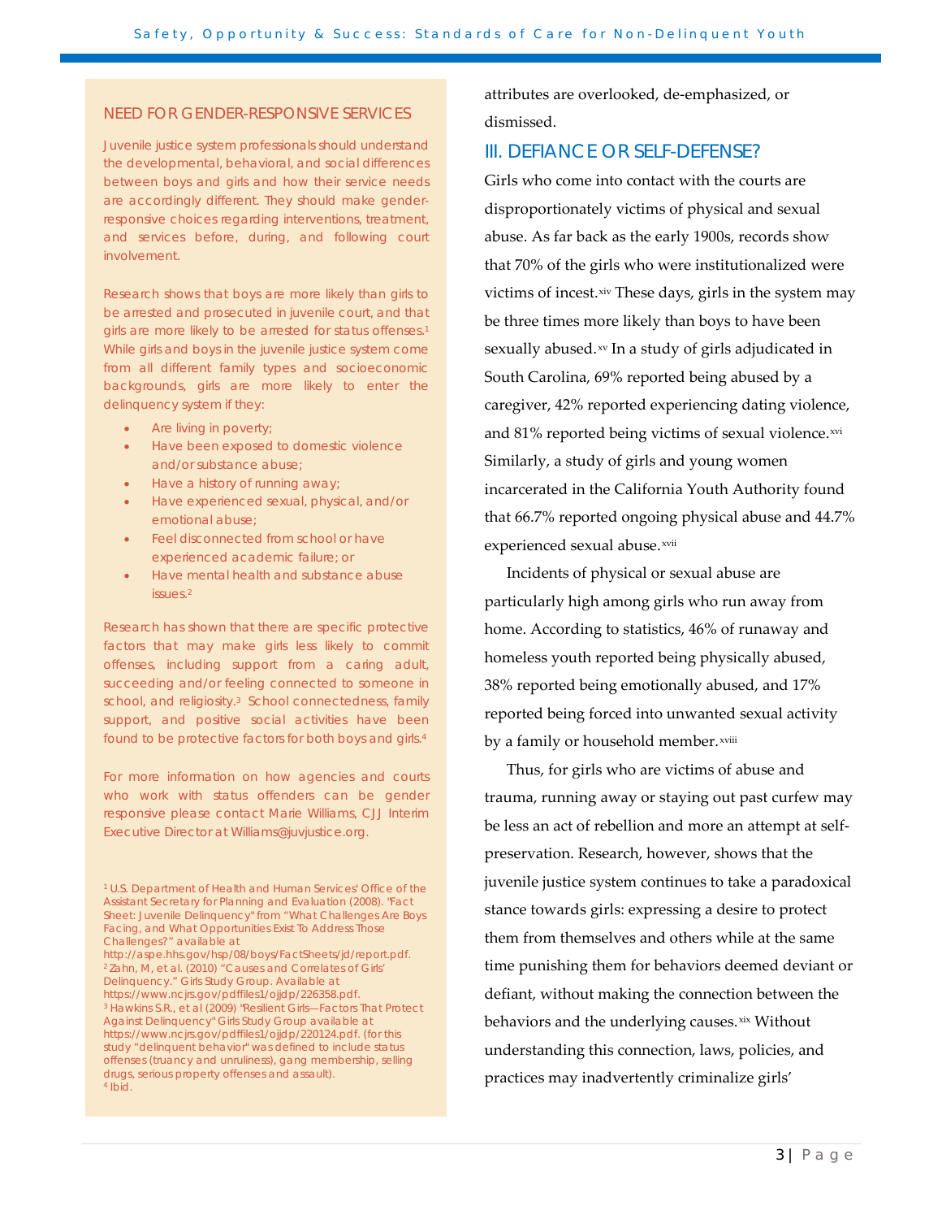## NEED FOR GENDER-RESPONSIVE SERVICES

Juvenile justice system professionals should understand the developmental, behavioral, and social differences between boys and girls and how their service needs are accordingly different. They should make gender-responsive choices regarding interventions, treatment, and services before, during, and following court involvement.

Research shows that boys are more likely than girls to be arrested and prosecuted in juvenile court, and that girls are more likely to be arrested for status offenses.[1] While girls and boys in the juvenile justice system come from all different family types and socioeconomic backgrounds, girls are more likely to enter the delinquency system if they:

- Are living in poverty;
- Have been exposed to domestic violence and/or substance abuse;
- Have a history of running away;
- Have experienced sexual, physical, and/or emotional abuse;
- Feel disconnected from school or have experienced academic failure; or
- Have mental health and substance abuse issues.[2]

Research has shown that there are specific protective factors that may make girls less likely to commit offenses, including support from a caring adult, succeeding and/or feeling connected to someone in school, and religiosity.[3] School connectedness, family support, and positive social activities have been found to be protective factors for both boys and girls.[4]

For more information on how agencies and courts who work with status offenders can be gender responsive please contact Marie Williams, CJJ Interim Executive Director at Williams@juvjustice.org.

[1] U.S. Department of Health and Human Services' Office of the Assistant Secretary for Planning and Evaluation (2008). "Fact Sheet: Juvenile Delinquency" from "What Challenges Are Boys Facing, and What Opportunities Exist To Address Those Challenges?" available at http://aspe.hhs.gov/hsp/08/boys/FactSheets/jd/report.pdf.
[2] Zahn, M, et al. (2010) "Causes and Correlates of Girls' Delinquency." Girls Study Group. Available at https://www.ncjrs.gov/pdffiles1/ojjdp/226358.pdf.
[3] Hawkins S.R., et al (2009) "Resilient Girls—Factors That Protect Against Delinquency" Girls Study Group available at https://www.ncjrs.gov/pdffiles1/ojjdp/220124.pdf. (for this study "delinquent behavior" was defined to include status offenses (truancy and unruliness), gang membership, selling drugs, serious property offenses and assault).
[4] Ibid.

attributes are overlooked, de-emphasized, or dismissed.

## III. DEFIANCE OR SELF-DEFENSE?

Girls who come into contact with the courts are disproportionately victims of physical and sexual abuse. As far back as the early 1900s, records show that 70% of the girls who were institutionalized were victims of incest.[xiv] These days, girls in the system may be three times more likely than boys to have been sexually abused.[xv] In a study of girls adjudicated in South Carolina, 69% reported being abused by a caregiver, 42% reported experiencing dating violence, and 81% reported being victims of sexual violence.[xvi] Similarly, a study of girls and young women incarcerated in the California Youth Authority found that 66.7% reported ongoing physical abuse and 44.7% experienced sexual abuse.[xvii]

Incidents of physical or sexual abuse are particularly high among girls who run away from home. According to statistics, 46% of runaway and homeless youth reported being physically abused, 38% reported being emotionally abused, and 17% reported being forced into unwanted sexual activity by a family or household member.[xviii]

Thus, for girls who are victims of abuse and trauma, running away or staying out past curfew may be less an act of rebellion and more an attempt at self-preservation. Research, however, shows that the juvenile justice system continues to take a paradoxical stance towards girls: expressing a desire to protect them from themselves and others while at the same time punishing them for behaviors deemed deviant or defiant, without making the connection between the behaviors and the underlying causes.[xix] Without understanding this connection, laws, policies, and practices may inadvertently criminalize girls'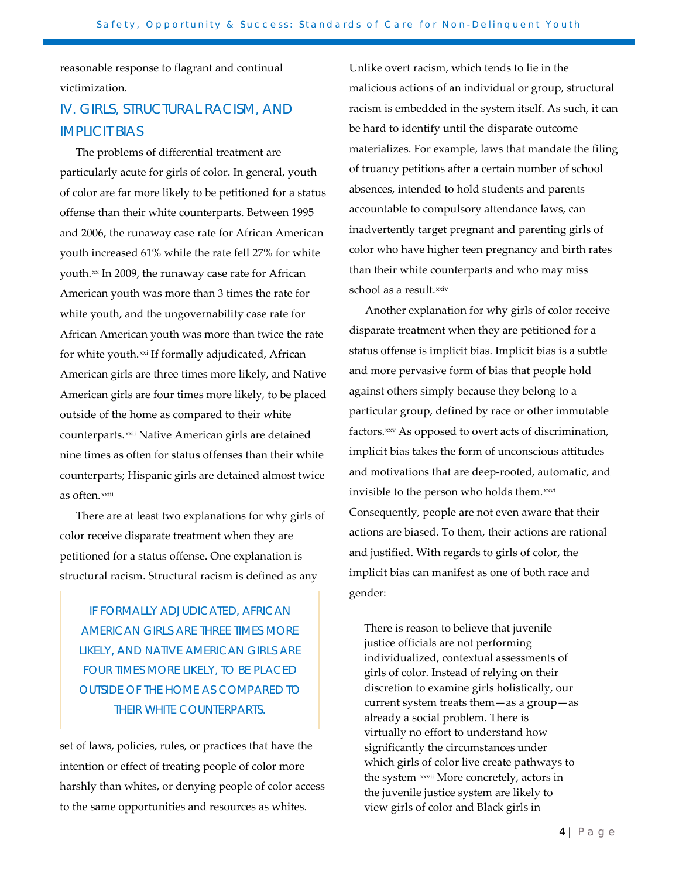reasonable response to flagrant and continual victimization.

## IV. GIRLS, STRUCTURAL RACISM, AND IMPLICIT BIAS

The problems of differential treatment are particularly acute for girls of color. In general, youth of color are far more likely to be petitioned for a status offense than their white counterparts. Between 1995 and 2006, the runaway case rate for African American youth increased 61% while the rate fell 27% for white youth.[xx] In 2009, the runaway case rate for African American youth was more than 3 times the rate for white youth, and the ungovernability case rate for African American youth was more than twice the rate for white youth.[xxi] If formally adjudicated, African American girls are three times more likely, and Native American girls are four times more likely, to be placed outside of the home as compared to their white counterparts.[xxii] Native American girls are detained nine times as often for status offenses than their white counterparts; Hispanic girls are detained almost twice as often.[xxiii]

There are at least two explanations for why girls of color receive disparate treatment when they are petitioned for a status offense. One explanation is structural racism. Structural racism is defined as any set of laws, policies, rules, or practices that have the intention or effect of treating people of color more harshly than whites, or denying people of color access to the same opportunities and resources as whites.

> IF FORMALLY ADJUDICATED, AFRICAN AMERICAN GIRLS ARE THREE TIMES MORE LIKELY, AND NATIVE AMERICAN GIRLS ARE FOUR TIMES MORE LIKELY, TO BE PLACED OUTSIDE OF THE HOME AS COMPARED TO THEIR WHITE COUNTERPARTS.

Unlike overt racism, which tends to lie in the malicious actions of an individual or group, structural racism is embedded in the system itself. As such, it can be hard to identify until the disparate outcome materializes. For example, laws that mandate the filing of truancy petitions after a certain number of school absences, intended to hold students and parents accountable to compulsory attendance laws, can inadvertently target pregnant and parenting girls of color who have higher teen pregnancy and birth rates than their white counterparts and who may miss school as a result.[xxiv]

Another explanation for why girls of color receive disparate treatment when they are petitioned for a status offense is implicit bias. Implicit bias is a subtle and more pervasive form of bias that people hold against others simply because they belong to a particular group, defined by race or other immutable factors.[xxv] As opposed to overt acts of discrimination, implicit bias takes the form of unconscious attitudes and motivations that are deep-rooted, automatic, and invisible to the person who holds them.[xxvi] Consequently, people are not even aware that their actions are biased. To them, their actions are rational and justified. With regards to girls of color, the implicit bias can manifest as one of both race and gender:

> There is reason to believe that juvenile justice officials are not performing individualized, contextual assessments of girls of color. Instead of relying on their discretion to examine girls holistically, our current system treats them—as a group—as already a social problem. There is virtually no effort to understand how significantly the circumstances under which girls of color live create pathways to the system [xxvii] More concretely, actors in the juvenile justice system are likely to view girls of color and Black girls in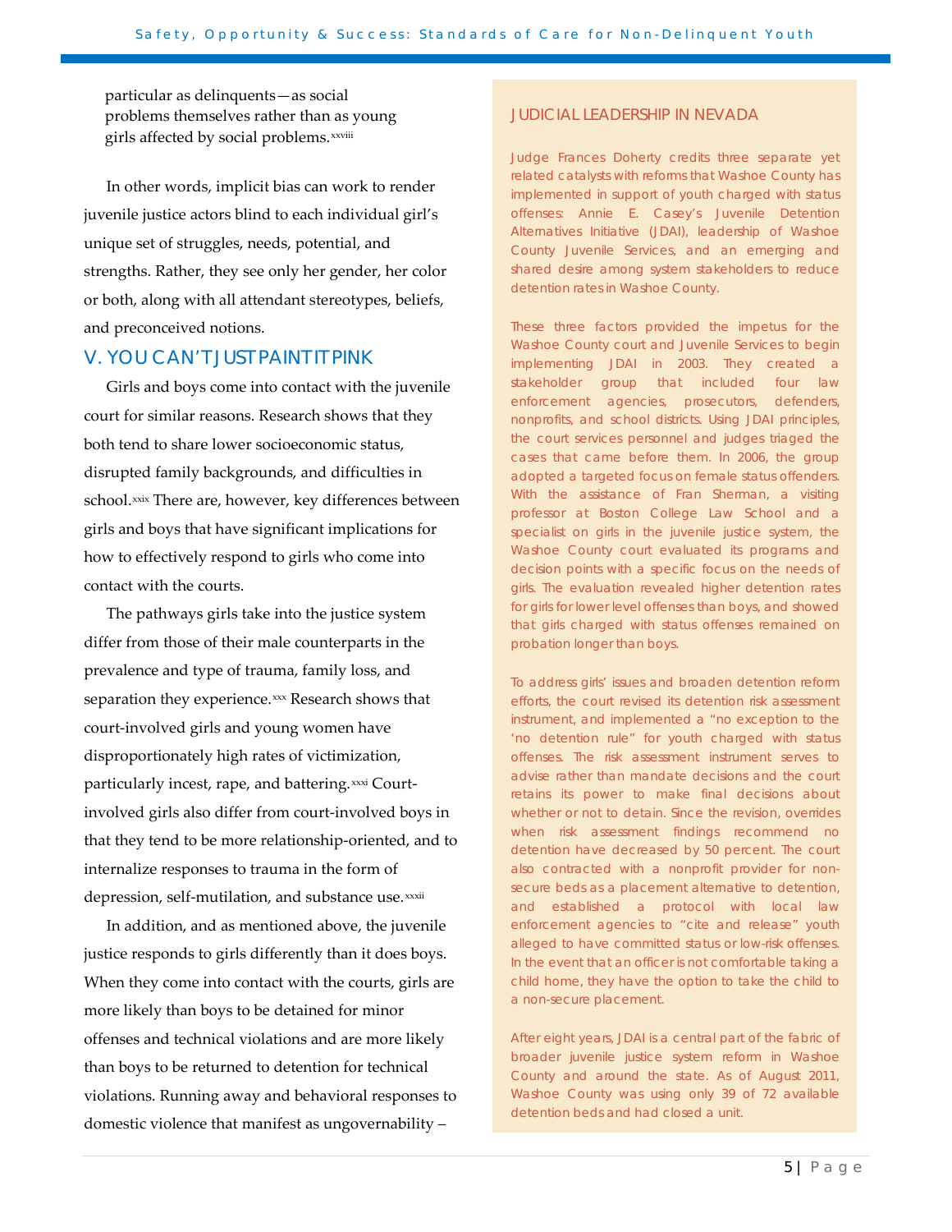particular as delinquents—as social problems themselves rather than as young girls affected by social problems.[xxviii]

In other words, implicit bias can work to render juvenile justice actors blind to each individual girl's unique set of struggles, needs, potential, and strengths. Rather, they see only her gender, her color or both, along with all attendant stereotypes, beliefs, and preconceived notions.

## V. YOU CAN'T JUST PAINT IT PINK

Girls and boys come into contact with the juvenile court for similar reasons. Research shows that they both tend to share lower socioeconomic status, disrupted family backgrounds, and difficulties in school.[xxix] There are, however, key differences between girls and boys that have significant implications for how to effectively respond to girls who come into contact with the courts.

The pathways girls take into the justice system differ from those of their male counterparts in the prevalence and type of trauma, family loss, and separation they experience.[xxx] Research shows that court-involved girls and young women have disproportionately high rates of victimization, particularly incest, rape, and battering.[xxxi] Court-involved girls also differ from court-involved boys in that they tend to be more relationship-oriented, and to internalize responses to trauma in the form of depression, self-mutilation, and substance use.[xxxii]

In addition, and as mentioned above, the juvenile justice responds to girls differently than it does boys. When they come into contact with the courts, girls are more likely than boys to be detained for minor offenses and technical violations and are more likely than boys to be returned to detention for technical violations. Running away and behavioral responses to domestic violence that manifest as ungovernability –

### JUDICIAL LEADERSHIP IN NEVADA

Judge Frances Doherty credits three separate yet related catalysts with reforms that Washoe County has implemented in support of youth charged with status offenses: Annie E. Casey's Juvenile Detention Alternatives Initiative (JDAI), leadership of Washoe County Juvenile Services, and an emerging and shared desire among system stakeholders to reduce detention rates in Washoe County.

These three factors provided the impetus for the Washoe County court and Juvenile Services to begin implementing JDAI in 2003. They created a stakeholder group that included four law enforcement agencies, prosecutors, defenders, nonprofits, and school districts. Using JDAI principles, the court services personnel and judges triaged the cases that came before them. In 2006, the group adopted a targeted focus on female status offenders. With the assistance of Fran Sherman, a visiting professor at Boston College Law School and a specialist on girls in the juvenile justice system, the Washoe County court evaluated its programs and decision points with a specific focus on the needs of girls. The evaluation revealed higher detention rates for girls for lower level offenses than boys, and showed that girls charged with status offenses remained on probation longer than boys.

To address girls' issues and broaden detention reform efforts, the court revised its detention risk assessment instrument, and implemented a "no exception to the 'no detention rule" for youth charged with status offenses. The risk assessment instrument serves to advise rather than mandate decisions and the court retains its power to make final decisions about whether or not to detain. Since the revision, overrides when risk assessment findings recommend no detention have decreased by 50 percent. The court also contracted with a nonprofit provider for non-secure beds as a placement alternative to detention, and established a protocol with local law enforcement agencies to "cite and release" youth alleged to have committed status or low-risk offenses. In the event that an officer is not comfortable taking a child home, they have the option to take the child to a non-secure placement.

After eight years, JDAI is a central part of the fabric of broader juvenile justice system reform in Washoe County and around the state. As of August 2011, Washoe County was using only 39 of 72 available detention beds and had closed a unit.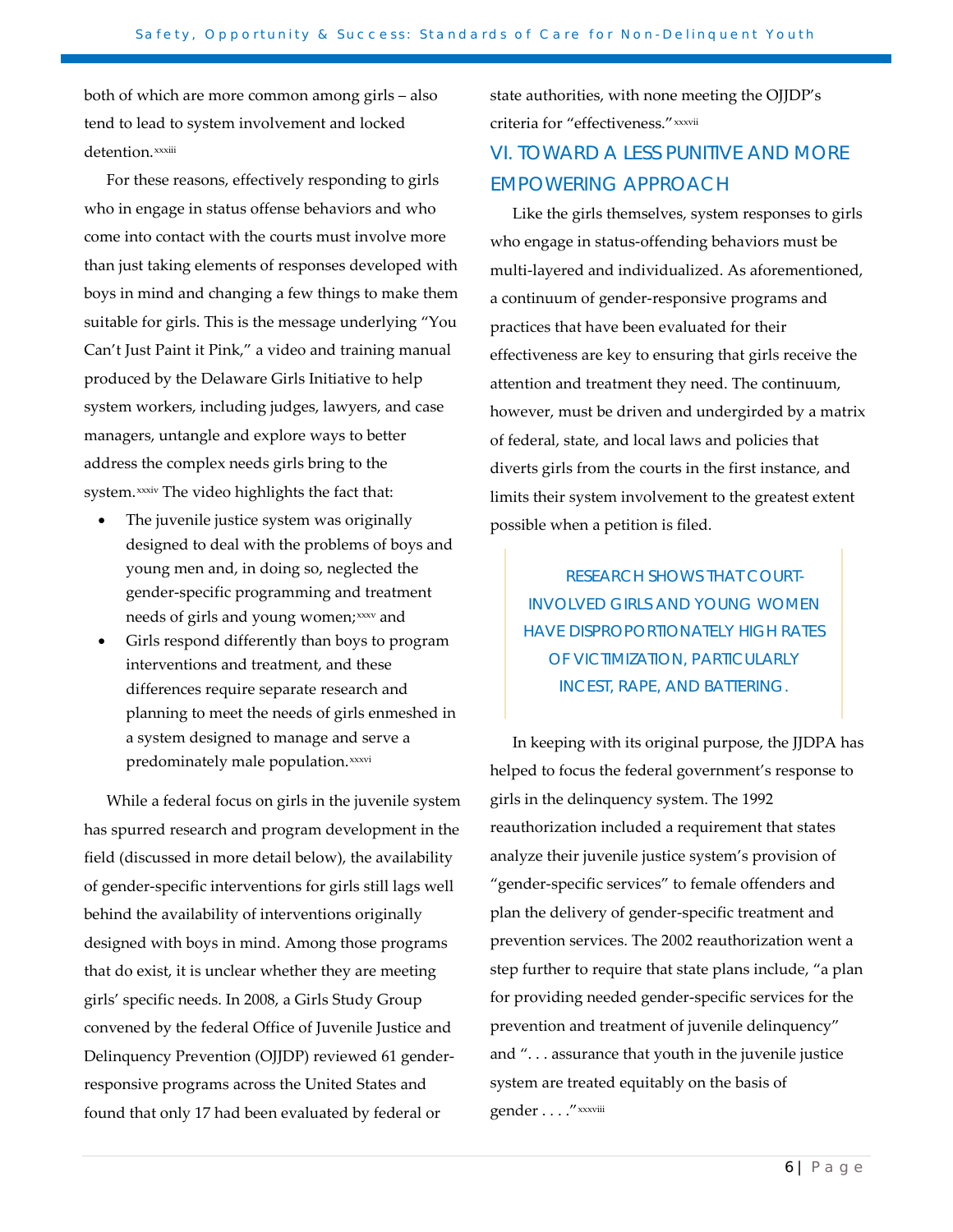both of which are more common among girls – also tend to lead to system involvement and locked detention.[xxxiii]

For these reasons, effectively responding to girls who in engage in status offense behaviors and who come into contact with the courts must involve more than just taking elements of responses developed with boys in mind and changing a few things to make them suitable for girls. This is the message underlying "You Can't Just Paint it Pink," a video and training manual produced by the Delaware Girls Initiative to help system workers, including judges, lawyers, and case managers, untangle and explore ways to better address the complex needs girls bring to the system.[xxxiv] The video highlights the fact that:

- The juvenile justice system was originally designed to deal with the problems of boys and young men and, in doing so, neglected the gender-specific programming and treatment needs of girls and young women;[xxxv] and
- Girls respond differently than boys to program interventions and treatment, and these differences require separate research and planning to meet the needs of girls enmeshed in a system designed to manage and serve a predominately male population.[xxxvi]

While a federal focus on girls in the juvenile system has spurred research and program development in the field (discussed in more detail below), the availability of gender-specific interventions for girls still lags well behind the availability of interventions originally designed with boys in mind. Among those programs that do exist, it is unclear whether they are meeting girls' specific needs. In 2008, a Girls Study Group convened by the federal Office of Juvenile Justice and Delinquency Prevention (OJJDP) reviewed 61 gender-responsive programs across the United States and found that only 17 had been evaluated by federal or state authorities, with none meeting the OJJDP's criteria for "effectiveness."[xxxvii]

## VI. TOWARD A LESS PUNITIVE AND MORE EMPOWERING APPROACH

Like the girls themselves, system responses to girls who engage in status-offending behaviors must be multi-layered and individualized. As aforementioned, a continuum of gender-responsive programs and practices that have been evaluated for their effectiveness are key to ensuring that girls receive the attention and treatment they need. The continuum, however, must be driven and undergirded by a matrix of federal, state, and local laws and policies that diverts girls from the courts in the first instance, and limits their system involvement to the greatest extent possible when a petition is filed.

> RESEARCH SHOWS THAT COURT-INVOLVED GIRLS AND YOUNG WOMEN HAVE DISPROPORTIONATELY HIGH RATES OF VICTIMIZATION, PARTICULARLY INCEST, RAPE, AND BATTERING.

In keeping with its original purpose, the JJDPA has helped to focus the federal government's response to girls in the delinquency system. The 1992 reauthorization included a requirement that states analyze their juvenile justice system's provision of "gender-specific services" to female offenders and plan the delivery of gender-specific treatment and prevention services. The 2002 reauthorization went a step further to require that state plans include, "a plan for providing needed gender-specific services for the prevention and treatment of juvenile delinquency" and ". . . assurance that youth in the juvenile justice system are treated equitably on the basis of gender . . . ."[xxxviii]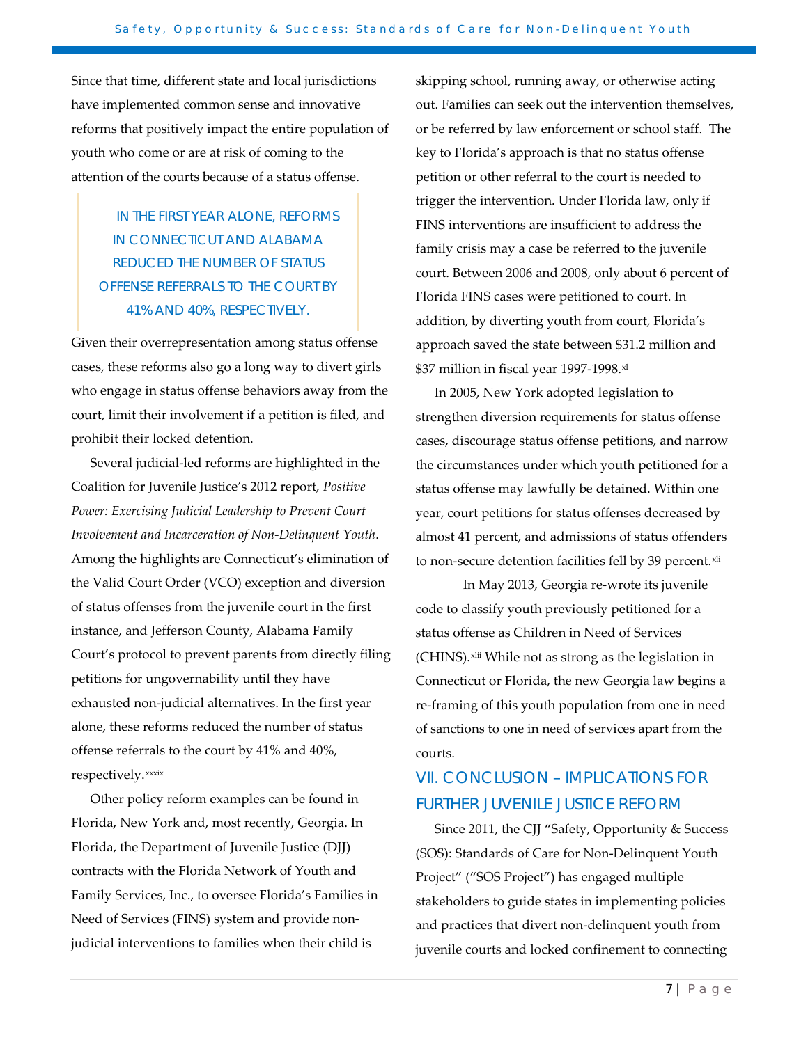Since that time, different state and local jurisdictions have implemented common sense and innovative reforms that positively impact the entire population of youth who come or are at risk of coming to the attention of the courts because of a status offense.

> IN THE FIRST YEAR ALONE, REFORMS IN CONNECTICUT AND ALABAMA REDUCED THE NUMBER OF STATUS OFFENSE REFERRALS TO THE COURT BY 41% AND 40%, RESPECTIVELY.

Given their overrepresentation among status offense cases, these reforms also go a long way to divert girls who engage in status offense behaviors away from the court, limit their involvement if a petition is filed, and prohibit their locked detention.

Several judicial-led reforms are highlighted in the Coalition for Juvenile Justice's 2012 report, *Positive Power: Exercising Judicial Leadership to Prevent Court Involvement and Incarceration of Non-Delinquent Youth*. Among the highlights are Connecticut's elimination of the Valid Court Order (VCO) exception and diversion of status offenses from the juvenile court in the first instance, and Jefferson County, Alabama Family Court's protocol to prevent parents from directly filing petitions for ungovernability until they have exhausted non-judicial alternatives. In the first year alone, these reforms reduced the number of status offense referrals to the court by 41% and 40%, respectively.[xxxix]

Other policy reform examples can be found in Florida, New York and, most recently, Georgia. In Florida, the Department of Juvenile Justice (DJJ) contracts with the Florida Network of Youth and Family Services, Inc., to oversee Florida's Families in Need of Services (FINS) system and provide non-judicial interventions to families when their child is skipping school, running away, or otherwise acting out. Families can seek out the intervention themselves, or be referred by law enforcement or school staff. The key to Florida's approach is that no status offense petition or other referral to the court is needed to trigger the intervention. Under Florida law, only if FINS interventions are insufficient to address the family crisis may a case be referred to the juvenile court. Between 2006 and 2008, only about 6 percent of Florida FINS cases were petitioned to court. In addition, by diverting youth from court, Florida's approach saved the state between $31.2 million and $37 million in fiscal year 1997-1998.[xl]

In 2005, New York adopted legislation to strengthen diversion requirements for status offense cases, discourage status offense petitions, and narrow the circumstances under which youth petitioned for a status offense may lawfully be detained. Within one year, court petitions for status offenses decreased by almost 41 percent, and admissions of status offenders to non-secure detention facilities fell by 39 percent.[xli]

In May 2013, Georgia re-wrote its juvenile code to classify youth previously petitioned for a status offense as Children in Need of Services (CHINS).[xlii] While not as strong as the legislation in Connecticut or Florida, the new Georgia law begins a re-framing of this youth population from one in need of sanctions to one in need of services apart from the courts.

## VII. CONCLUSION – IMPLICATIONS FOR FURTHER JUVENILE JUSTICE REFORM

Since 2011, the CJJ "Safety, Opportunity & Success (SOS): Standards of Care for Non-Delinquent Youth Project" ("SOS Project") has engaged multiple stakeholders to guide states in implementing policies and practices that divert non-delinquent youth from juvenile courts and locked confinement to connecting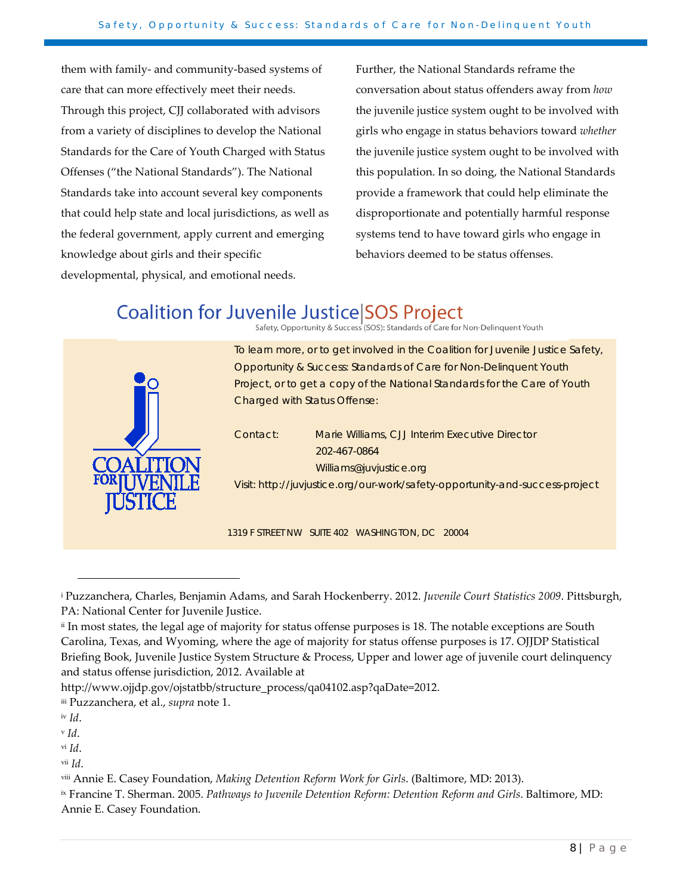them with family- and community-based systems of care that can more effectively meet their needs. Through this project, CJJ collaborated with advisors from a variety of disciplines to develop the National Standards for the Care of Youth Charged with Status Offenses ("the National Standards"). The National Standards take into account several key components that could help state and local jurisdictions, as well as the federal government, apply current and emerging knowledge about girls and their specific developmental, physical, and emotional needs.

Further, the National Standards reframe the conversation about status offenders away from *how* the juvenile justice system ought to be involved with girls who engage in status behaviors toward *whether* the juvenile justice system ought to be involved with this population. In so doing, the National Standards provide a framework that could help eliminate the disproportionate and potentially harmful response systems tend to have toward girls who engage in behaviors deemed to be status offenses.

## Coalition for Juvenile Justice | SOS Project

Safety, Opportunity & Success (SOS): Standards of Care for Non-Delinquent Youth

COALITION FOR JUVENILE JUSTICE

To learn more, or to get involved in the Coalition for Juvenile Justice Safety, Opportunity & Success: Standards of Care for Non-Delinquent Youth Project, or to get a copy of the National Standards for the Care of Youth Charged with Status Offense:

Contact: Marie Williams, CJJ Interim Executive Director
202-467-0864
Williams@juvjustice.org

Visit: http://juvjustice.org/our-work/safety-opportunity-and-success-project

1319 F STREET NW SUITE 402 WASHINGTON, DC 20004

---

[i] Puzzanchera, Charles, Benjamin Adams, and Sarah Hockenberry. 2012. *Juvenile Court Statistics 2009*. Pittsburgh, PA: National Center for Juvenile Justice.

[ii] In most states, the legal age of majority for status offense purposes is 18. The notable exceptions are South Carolina, Texas, and Wyoming, where the age of majority for status offense purposes is 17. OJJDP Statistical Briefing Book, Juvenile Justice System Structure & Process, Upper and lower age of juvenile court delinquency and status offense jurisdiction, 2012. Available at http://www.ojjdp.gov/ojstatbb/structure_process/qa04102.asp?qaDate=2012.

[iii] Puzzanchera, et al., *supra* note 1.

[iv] *Id*.

[v] *Id*.

[vi] *Id*.

[vii] *Id*.

[viii] Annie E. Casey Foundation, *Making Detention Reform Work for Girls*. (Baltimore, MD: 2013).

[ix] Francine T. Sherman. 2005. *Pathways to Juvenile Detention Reform: Detention Reform and Girls*. Baltimore, MD: Annie E. Casey Foundation.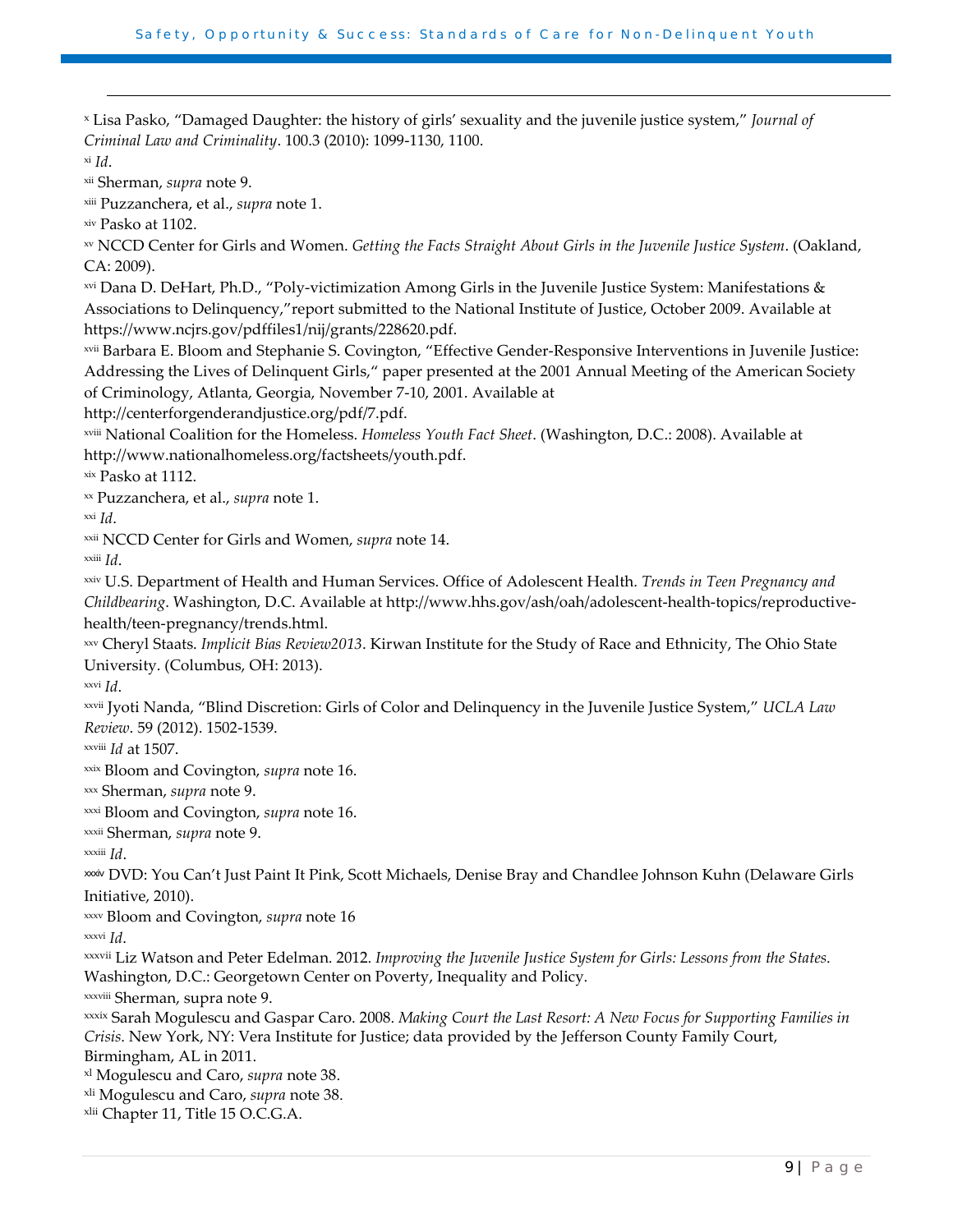[x] Lisa Pasko, "Damaged Daughter: the history of girls' sexuality and the juvenile justice system," *Journal of Criminal Law and Criminality*. 100.3 (2010): 1099-1130, 1100.

[xi] *Id*.

[xii] Sherman, *supra* note 9.

[xiii] Puzzanchera, et al., *supra* note 1.

[xiv] Pasko at 1102.

[xv] NCCD Center for Girls and Women. *Getting the Facts Straight About Girls in the Juvenile Justice System*. (Oakland, CA: 2009).

[xvi] Dana D. DeHart, Ph.D., "Poly-victimization Among Girls in the Juvenile Justice System: Manifestations & Associations to Delinquency,"report submitted to the National Institute of Justice, October 2009. Available at https://www.ncjrs.gov/pdffiles1/nij/grants/228620.pdf.

[xvii] Barbara E. Bloom and Stephanie S. Covington, "Effective Gender-Responsive Interventions in Juvenile Justice: Addressing the Lives of Delinquent Girls," paper presented at the 2001 Annual Meeting of the American Society of Criminology, Atlanta, Georgia, November 7-10, 2001. Available at http://centerforgenderandjustice.org/pdf/7.pdf.

[xviii] National Coalition for the Homeless. *Homeless Youth Fact Sheet*. (Washington, D.C.: 2008). Available at http://www.nationalhomeless.org/factsheets/youth.pdf.

[xix] Pasko at 1112.

[xx] Puzzanchera, et al., *supra* note 1.

[xxi] *Id*.

[xxii] NCCD Center for Girls and Women, *supra* note 14.

[xxiii] *Id*.

[xxiv] U.S. Department of Health and Human Services. Office of Adolescent Health. *Trends in Teen Pregnancy and Childbearing*. Washington, D.C. Available at http://www.hhs.gov/ash/oah/adolescent-health-topics/reproductive-health/teen-pregnancy/trends.html.

[xxv] Cheryl Staats. *Implicit Bias Review2013*. Kirwan Institute for the Study of Race and Ethnicity, The Ohio State University. (Columbus, OH: 2013).

[xxvi] *Id*.

[xxvii] Jyoti Nanda, "Blind Discretion: Girls of Color and Delinquency in the Juvenile Justice System," *UCLA Law Review*. 59 (2012). 1502-1539.

[xxviii] *Id* at 1507.

[xxix] Bloom and Covington, *supra* note 16.

[xxx] Sherman, *supra* note 9.

[xxxi] Bloom and Covington, *supra* note 16.

[xxxii] Sherman, *supra* note 9.

[xxxiii] *Id*.

[xxxiv] DVD: You Can't Just Paint It Pink, Scott Michaels, Denise Bray and Chandlee Johnson Kuhn (Delaware Girls Initiative, 2010).

[xxxv] Bloom and Covington, *supra* note 16

[xxxvi] *Id*.

[xxxvii] Liz Watson and Peter Edelman. 2012. *Improving the Juvenile Justice System for Girls: Lessons from the States*. Washington, D.C.: Georgetown Center on Poverty, Inequality and Policy.

[xxxviii] Sherman, supra note 9.

[xxxix] Sarah Mogulescu and Gaspar Caro. 2008. *Making Court the Last Resort: A New Focus for Supporting Families in Crisis*. New York, NY: Vera Institute for Justice; data provided by the Jefferson County Family Court, Birmingham, AL in 2011.

[xl] Mogulescu and Caro, *supra* note 38.

[xli] Mogulescu and Caro, *supra* note 38.

[xlii] Chapter 11, Title 15 O.C.G.A.